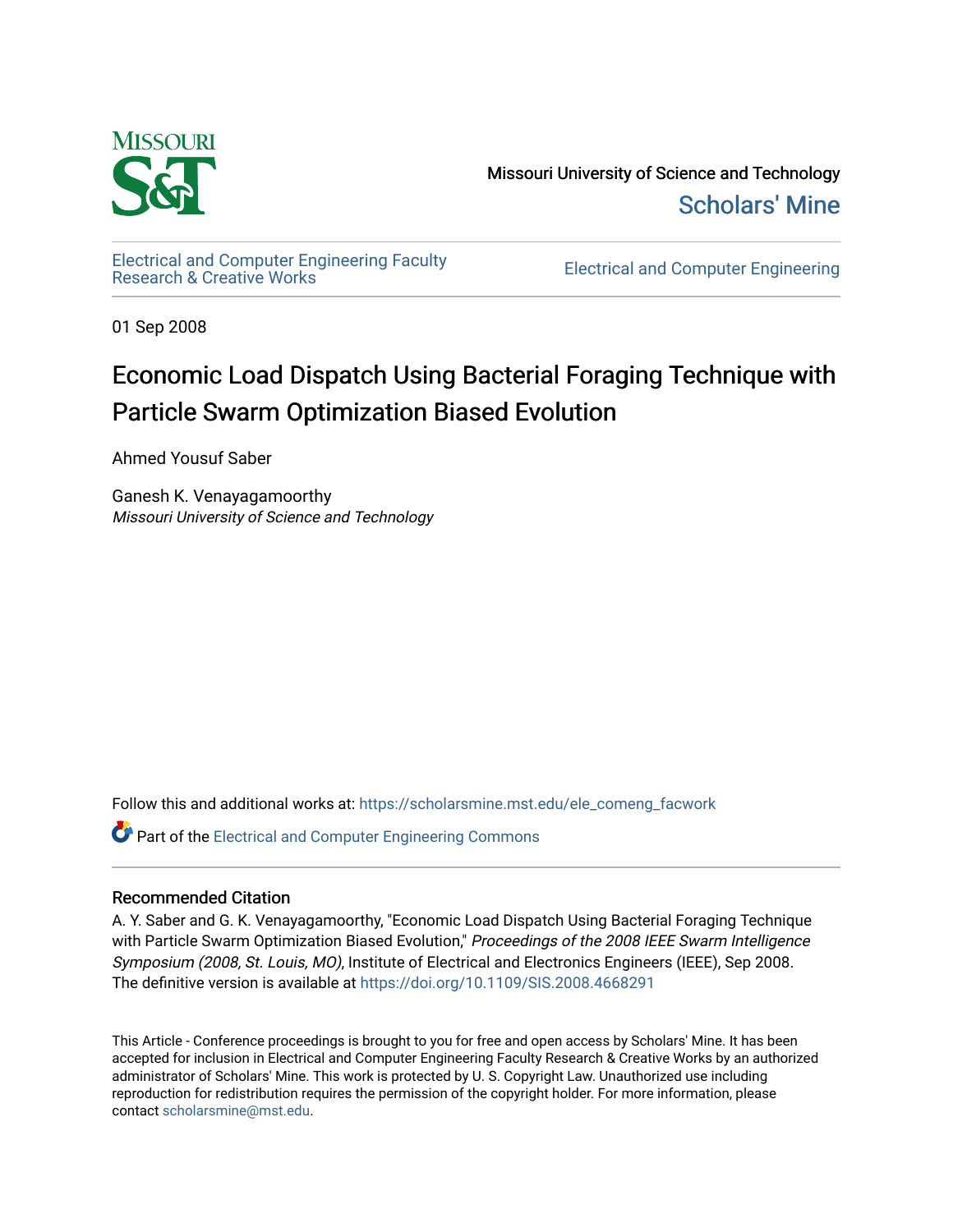Missouri University of Science and Technology

Scholars' Mine

Electrical and Computer Engineering Faculty Research & Creative Works

Electrical and Computer Engineering

01 Sep 2008

# Economic Load Dispatch Using Bacterial Foraging Technique with Particle Swarm Optimization Biased Evolution

Ahmed Yousuf Saber

Ganesh K. Venayagamoorthy
*Missouri University of Science and Technology*

Follow this and additional works at: https://scholarsmine.mst.edu/ele_comeng_facwork

Part of the Electrical and Computer Engineering Commons

## Recommended Citation

A. Y. Saber and G. K. Venayagamoorthy, "Economic Load Dispatch Using Bacterial Foraging Technique with Particle Swarm Optimization Biased Evolution," *Proceedings of the 2008 IEEE Swarm Intelligence Symposium (2008, St. Louis, MO)*, Institute of Electrical and Electronics Engineers (IEEE), Sep 2008.
The definitive version is available at https://doi.org/10.1109/SIS.2008.4668291

This Article - Conference proceedings is brought to you for free and open access by Scholars' Mine. It has been accepted for inclusion in Electrical and Computer Engineering Faculty Research & Creative Works by an authorized administrator of Scholars' Mine. This work is protected by U. S. Copyright Law. Unauthorized use including reproduction for redistribution requires the permission of the copyright holder. For more information, please contact scholarsmine@mst.edu.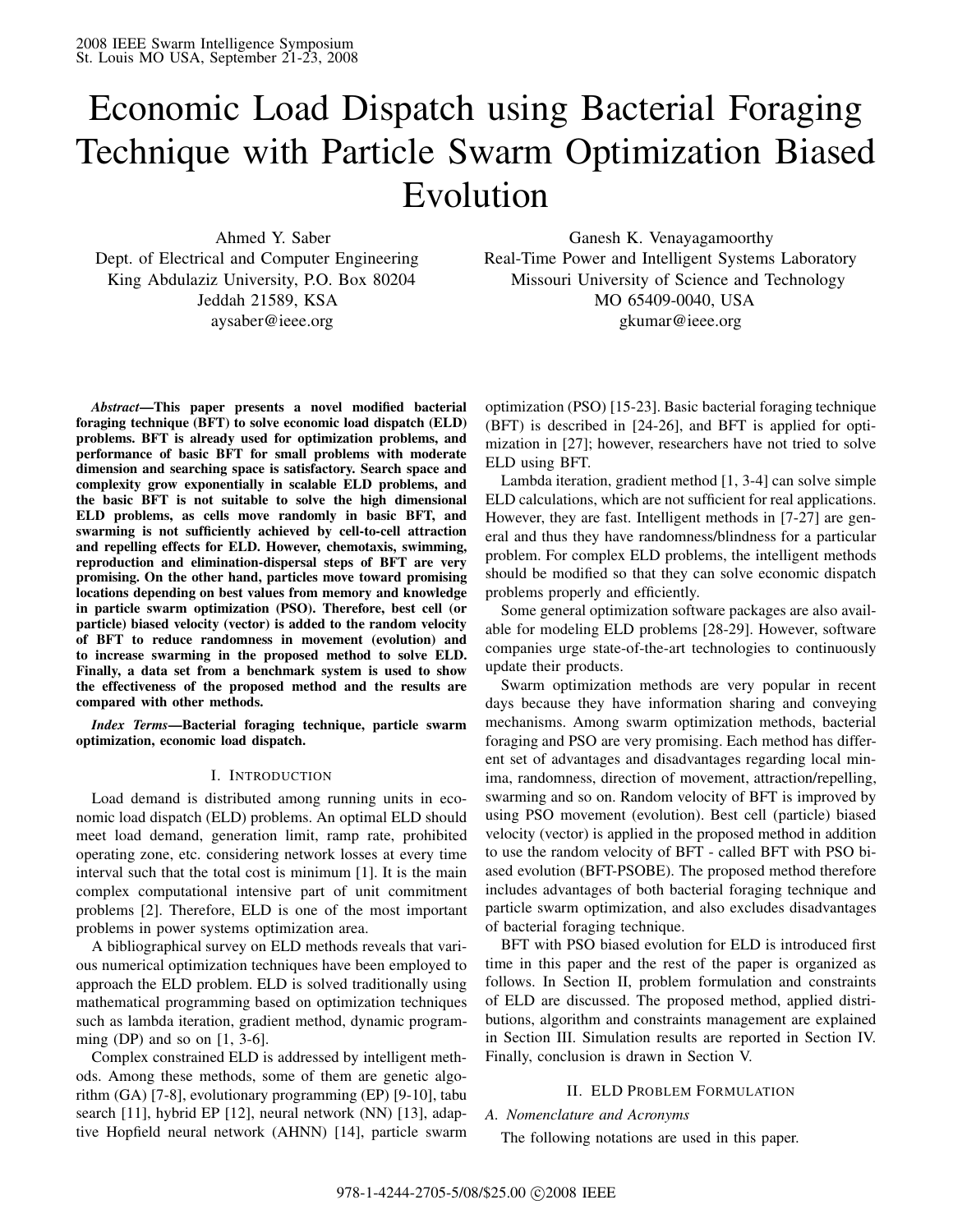# Economic Load Dispatch using Bacterial Foraging Technique with Particle Swarm Optimization Biased Evolution

Ahmed Y. Saber
Dept. of Electrical and Computer Engineering
King Abdulaziz University, P.O. Box 80204
Jeddah 21589, KSA
aysaber@ieee.org

Ganesh K. Venayagamoorthy
Real-Time Power and Intelligent Systems Laboratory
Missouri University of Science and Technology
MO 65409-0040, USA
gkumar@ieee.org

***Abstract*—This paper presents a novel modified bacterial foraging technique (BFT) to solve economic load dispatch (ELD) problems. BFT is already used for optimization problems, and performance of basic BFT for small problems with moderate dimension and searching space is satisfactory. Search space and complexity grow exponentially in scalable ELD problems, and the basic BFT is not suitable to solve the high dimensional ELD problems, as cells move randomly in basic BFT, and swarming is not sufficiently achieved by cell-to-cell attraction and repelling effects for ELD. However, chemotaxis, swimming, reproduction and elimination-dispersal steps of BFT are very promising. On the other hand, particles move toward promising locations depending on best values from memory and knowledge in particle swarm optimization (PSO). Therefore, best cell (or particle) biased velocity (vector) is added to the random velocity of BFT to reduce randomness in movement (evolution) and to increase swarming in the proposed method to solve ELD. Finally, a data set from a benchmark system is used to show the effectiveness of the proposed method and the results are compared with other methods.**

***Index Terms*—Bacterial foraging technique, particle swarm optimization, economic load dispatch.**

## I. Introduction

Load demand is distributed among running units in economic load dispatch (ELD) problems. An optimal ELD should meet load demand, generation limit, ramp rate, prohibited operating zone, etc. considering network losses at every time interval such that the total cost is minimum [1]. It is the main complex computational intensive part of unit commitment problems [2]. Therefore, ELD is one of the most important problems in power systems optimization area.

A bibliographical survey on ELD methods reveals that various numerical optimization techniques have been employed to approach the ELD problem. ELD is solved traditionally using mathematical programming based on optimization techniques such as lambda iteration, gradient method, dynamic programming (DP) and so on [1, 3-6].

Complex constrained ELD is addressed by intelligent methods. Among these methods, some of them are genetic algorithm (GA) [7-8], evolutionary programming (EP) [9-10], tabu search [11], hybrid EP [12], neural network (NN) [13], adaptive Hopfield neural network (AHNN) [14], particle swarm optimization (PSO) [15-23]. Basic bacterial foraging technique (BFT) is described in [24-26], and BFT is applied for optimization in [27]; however, researchers have not tried to solve ELD using BFT.

Lambda iteration, gradient method [1, 3-4] can solve simple ELD calculations, which are not sufficient for real applications. However, they are fast. Intelligent methods in [7-27] are general and thus they have randomness/blindness for a particular problem. For complex ELD problems, the intelligent methods should be modified so that they can solve economic dispatch problems properly and efficiently.

Some general optimization software packages are also available for modeling ELD problems [28-29]. However, software companies urge state-of-the-art technologies to continuously update their products.

Swarm optimization methods are very popular in recent days because they have information sharing and conveying mechanisms. Among swarm optimization methods, bacterial foraging and PSO are very promising. Each method has different set of advantages and disadvantages regarding local minima, randomness, direction of movement, attraction/repelling, swarming and so on. Random velocity of BFT is improved by using PSO movement (evolution). Best cell (particle) biased velocity (vector) is applied in the proposed method in addition to use the random velocity of BFT - called BFT with PSO biased evolution (BFT-PSOBE). The proposed method therefore includes advantages of both bacterial foraging technique and particle swarm optimization, and also excludes disadvantages of bacterial foraging technique.

BFT with PSO biased evolution for ELD is introduced first time in this paper and the rest of the paper is organized as follows. In Section II, problem formulation and constraints of ELD are discussed. The proposed method, applied distributions, algorithm and constraints management are explained in Section III. Simulation results are reported in Section IV. Finally, conclusion is drawn in Section V.

## II. ELD Problem Formulation

### A. Nomenclature and Acronyms

The following notations are used in this paper.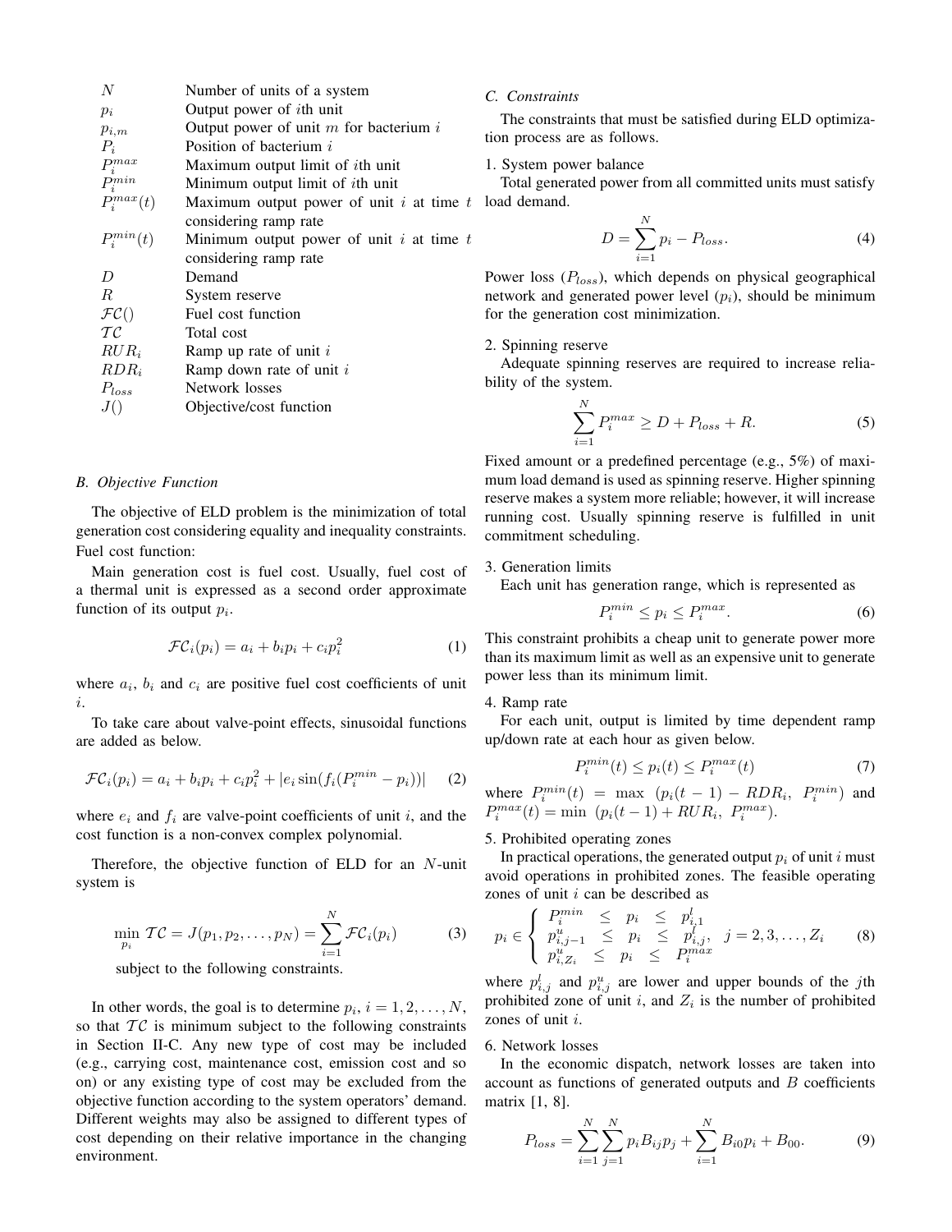| | |
|---|---|
| $N$ | Number of units of a system |
| $p_i$ | Output power of $i$th unit |
| $p_{i,m}$ | Output power of unit $m$ for bacterium $i$ |
| $P_i$ | Position of bacterium $i$ |
| $P_i^{max}$ | Maximum output limit of $i$th unit |
| $P_i^{min}$ | Minimum output limit of $i$th unit |
| $P_i^{max}(t)$ | Maximum output power of unit $i$ at time $t$ considering ramp rate |
| $P_i^{min}(t)$ | Minimum output power of unit $i$ at time $t$ considering ramp rate |
| $D$ | Demand |
| $R$ | System reserve |
| $\mathcal{FC}()$ | Fuel cost function |
| $\mathcal{TC}$ | Total cost |
| $RUR_i$ | Ramp up rate of unit $i$ |
| $RDR_i$ | Ramp down rate of unit $i$ |
| $P_{loss}$ | Network losses |
| $J()$ | Objective/cost function |

### B. Objective Function

The objective of ELD problem is the minimization of total generation cost considering equality and inequality constraints. Fuel cost function:

Main generation cost is fuel cost. Usually, fuel cost of a thermal unit is expressed as a second order approximate function of its output $p_i$.

$$\mathcal{FC}_i(p_i) = a_i + b_i p_i + c_i p_i^2 \tag{1}$$

where $a_i$, $b_i$ and $c_i$ are positive fuel cost coefficients of unit $i$.

To take care about valve-point effects, sinusoidal functions are added as below.

$$\mathcal{FC}_i(p_i) = a_i + b_i p_i + c_i p_i^2 + |e_i \sin(f_i(P_i^{min} - p_i))| \tag{2}$$

where $e_i$ and $f_i$ are valve-point coefficients of unit $i$, and the cost function is a non-convex complex polynomial.

Therefore, the objective function of ELD for an $N$-unit system is

$$\min_{p_i} \mathcal{TC} = J(p_1, p_2, \ldots, p_N) = \sum_{i=1}^{N} \mathcal{FC}_i(p_i) \tag{3}$$

subject to the following constraints.

In other words, the goal is to determine $p_i$, $i = 1, 2, \ldots, N$, so that $\mathcal{TC}$ is minimum subject to the following constraints in Section II-C. Any new type of cost may be included (e.g., carrying cost, maintenance cost, emission cost and so on) or any existing type of cost may be excluded from the objective function according to the system operators' demand. Different weights may also be assigned to different types of cost depending on their relative importance in the changing environment.

### C. Constraints

The constraints that must be satisfied during ELD optimization process are as follows.

1. System power balance

Total generated power from all committed units must satisfy load demand.

$$D = \sum_{i=1}^{N} p_i - P_{loss}. \tag{4}$$

Power loss ($P_{loss}$), which depends on physical geographical network and generated power level ($p_i$), should be minimum for the generation cost minimization.

2. Spinning reserve

Adequate spinning reserves are required to increase reliability of the system.

$$\sum_{i=1}^{N} P_i^{max} \geq D + P_{loss} + R. \tag{5}$$

Fixed amount or a predefined percentage (e.g., 5%) of maximum load demand is used as spinning reserve. Higher spinning reserve makes a system more reliable; however, it will increase running cost. Usually spinning reserve is fulfilled in unit commitment scheduling.

3. Generation limits

Each unit has generation range, which is represented as

$$P_i^{min} \leq p_i \leq P_i^{max}. \tag{6}$$

This constraint prohibits a cheap unit to generate power more than its maximum limit as well as an expensive unit to generate power less than its minimum limit.

4. Ramp rate

For each unit, output is limited by time dependent ramp up/down rate at each hour as given below.

$$P_i^{min}(t) \leq p_i(t) \leq P_i^{max}(t) \tag{7}$$

where $P_i^{min}(t) = \max\ (p_i(t-1) - RDR_i,\ P_i^{min})$ and $P_i^{max}(t) = \min\ (p_i(t-1) + RUR_i,\ P_i^{max})$.

5. Prohibited operating zones

In practical operations, the generated output $p_i$ of unit $i$ must avoid operations in prohibited zones. The feasible operating zones of unit $i$ can be described as

$$p_i \in \begin{cases} P_i^{min} & \leq & p_i & \leq & p_{i,1}^l \\ p_{i,j-1}^u & \leq & p_i & \leq & p_{i,j}^l, & j = 2, 3, \ldots, Z_i \\ p_{i,Z_i}^u & \leq & p_i & \leq & P_i^{max} \end{cases} \tag{8}$$

where $p_{i,j}^l$ and $p_{i,j}^u$ are lower and upper bounds of the $j$th prohibited zone of unit $i$, and $Z_i$ is the number of prohibited zones of unit $i$.

6. Network losses

In the economic dispatch, network losses are taken into account as functions of generated outputs and $B$ coefficients matrix [1, 8].

$$P_{loss} = \sum_{i=1}^{N}\sum_{j=1}^{N} p_i B_{ij} p_j + \sum_{i=1}^{N} B_{i0} p_i + B_{00}. \tag{9}$$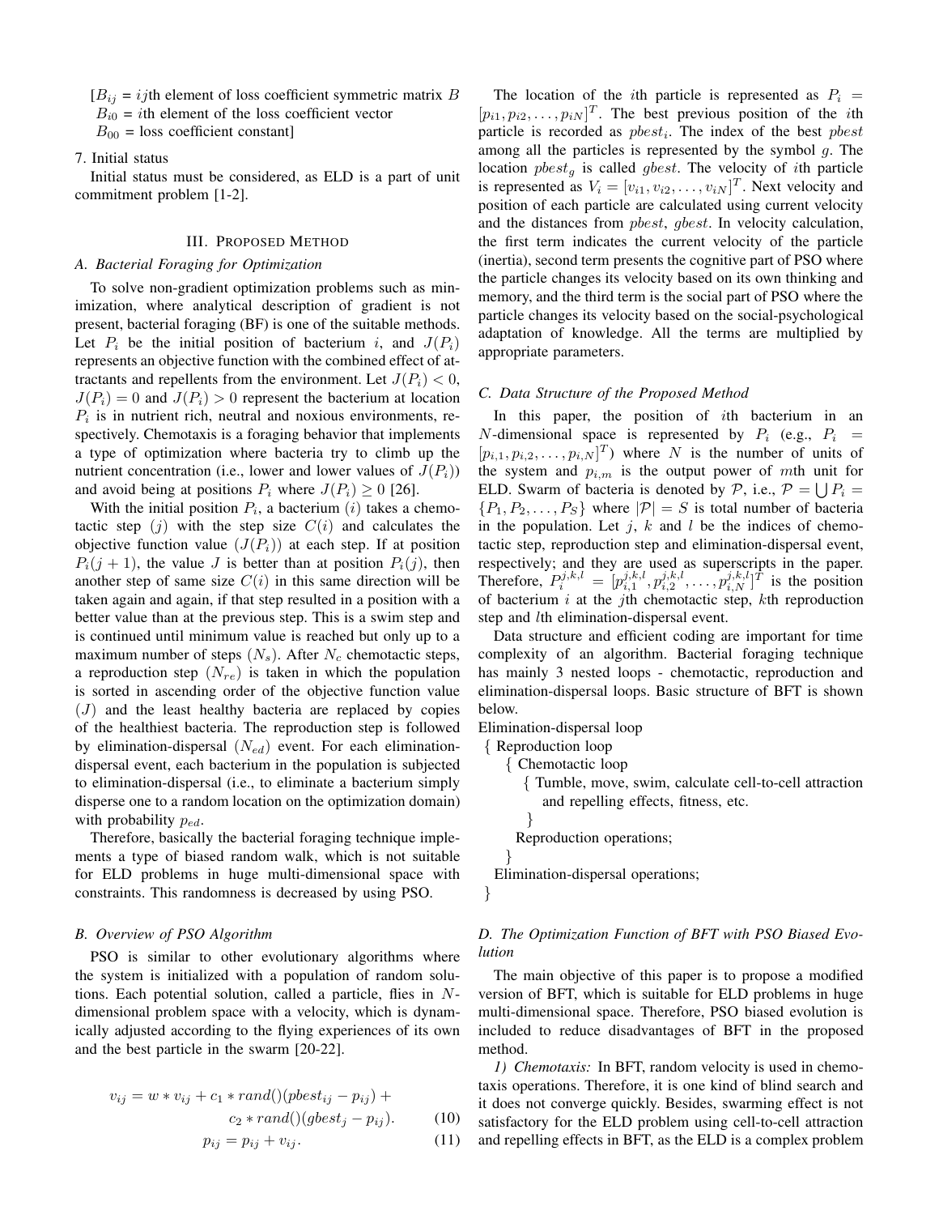[$B_{ij}$ = $ij$th element of loss coefficient symmetric matrix $B$
$B_{i0}$ = $i$th element of the loss coefficient vector
$B_{00}$ = loss coefficient constant]

7. Initial status

Initial status must be considered, as ELD is a part of unit commitment problem [1-2].

## III. Proposed Method

### A. Bacterial Foraging for Optimization

To solve non-gradient optimization problems such as minimization, where analytical description of gradient is not present, bacterial foraging (BF) is one of the suitable methods. Let $P_i$ be the initial position of bacterium $i$, and $J(P_i)$ represents an objective function with the combined effect of attractants and repellents from the environment. Let $J(P_i) < 0$, $J(P_i) = 0$ and $J(P_i) > 0$ represent the bacterium at location $P_i$ is in nutrient rich, neutral and noxious environments, respectively. Chemotaxis is a foraging behavior that implements a type of optimization where bacteria try to climb up the nutrient concentration (i.e., lower and lower values of $J(P_i)$) and avoid being at positions $P_i$ where $J(P_i) \geq 0$ [26].

With the initial position $P_i$, a bacterium $(i)$ takes a chemotactic step $(j)$ with the step size $C(i)$ and calculates the objective function value $(J(P_i))$ at each step. If at position $P_i(j+1)$, the value $J$ is better than at position $P_i(j)$, then another step of same size $C(i)$ in this same direction will be taken again and again, if that step resulted in a position with a better value than at the previous step. This is a swim step and is continued until minimum value is reached but only up to a maximum number of steps $(N_s)$. After $N_c$ chemotactic steps, a reproduction step $(N_{re})$ is taken in which the population is sorted in ascending order of the objective function value $(J)$ and the least healthy bacteria are replaced by copies of the healthiest bacteria. The reproduction step is followed by elimination-dispersal $(N_{ed})$ event. For each elimination-dispersal event, each bacterium in the population is subjected to elimination-dispersal (i.e., to eliminate a bacterium simply disperse one to a random location on the optimization domain) with probability $p_{ed}$.

Therefore, basically the bacterial foraging technique implements a type of biased random walk, which is not suitable for ELD problems in huge multi-dimensional space with constraints. This randomness is decreased by using PSO.

### B. Overview of PSO Algorithm

PSO is similar to other evolutionary algorithms where the system is initialized with a population of random solutions. Each potential solution, called a particle, flies in $N$-dimensional problem space with a velocity, which is dynamically adjusted according to the flying experiences of its own and the best particle in the swarm [20-22].

$$v_{ij} = w * v_{ij} + c_1 * rand()(pbest_{ij} - p_{ij}) + c_2 * rand()(gbest_j - p_{ij}). \quad (10)$$

$$p_{ij} = p_{ij} + v_{ij}. \quad (11)$$

The location of the $i$th particle is represented as $P_i = [p_{i1}, p_{i2}, \ldots, p_{iN}]^T$. The best previous position of the $i$th particle is recorded as $pbest_i$. The index of the best $pbest$ among all the particles is represented by the symbol $g$. The location $pbest_g$ is called $gbest$. The velocity of $i$th particle is represented as $V_i = [v_{i1}, v_{i2}, \ldots, v_{iN}]^T$. Next velocity and position of each particle are calculated using current velocity and the distances from $pbest$, $gbest$. In velocity calculation, the first term indicates the current velocity of the particle (inertia), second term presents the cognitive part of PSO where the particle changes its velocity based on its own thinking and memory, and the third term is the social part of PSO where the particle changes its velocity based on the social-psychological adaptation of knowledge. All the terms are multiplied by appropriate parameters.

### C. Data Structure of the Proposed Method

In this paper, the position of $i$th bacterium in an $N$-dimensional space is represented by $P_i$ (e.g., $P_i = [p_{i,1}, p_{i,2}, \ldots, p_{i,N}]^T$) where $N$ is the number of units of the system and $p_{i,m}$ is the output power of $m$th unit for ELD. Swarm of bacteria is denoted by $\mathcal{P}$, i.e., $\mathcal{P} = \bigcup P_i = \{P_1, P_2, \ldots, P_S\}$ where $|\mathcal{P}| = S$ is total number of bacteria in the population. Let $j$, $k$ and $l$ be the indices of chemotactic step, reproduction step and elimination-dispersal event, respectively; and they are used as superscripts in the paper. Therefore, $P_i^{j,k,l} = [p_{i,1}^{j,k,l}, p_{i,2}^{j,k,l}, \ldots, p_{i,N}^{j,k,l}]^T$ is the position of bacterium $i$ at the $j$th chemotactic step, $k$th reproduction step and $l$th elimination-dispersal event.

Data structure and efficient coding are important for time complexity of an algorithm. Bacterial foraging technique has mainly 3 nested loops - chemotactic, reproduction and elimination-dispersal loops. Basic structure of BFT is shown below.

```
Elimination-dispersal loop
{ Reproduction loop
    { Chemotactic loop
        { Tumble, move, swim, calculate cell-to-cell attraction
          and repelling effects, fitness, etc.
        }
      Reproduction operations;
    }
  Elimination-dispersal operations;
}
```

### D. The Optimization Function of BFT with PSO Biased Evolution

The main objective of this paper is to propose a modified version of BFT, which is suitable for ELD problems in huge multi-dimensional space. Therefore, PSO biased evolution is included to reduce disadvantages of BFT in the proposed method.

*1) Chemotaxis:* In BFT, random velocity is used in chemotaxis operations. Therefore, it is one kind of blind search and it does not converge quickly. Besides, swarming effect is not satisfactory for the ELD problem using cell-to-cell attraction and repelling effects in BFT, as the ELD is a complex problem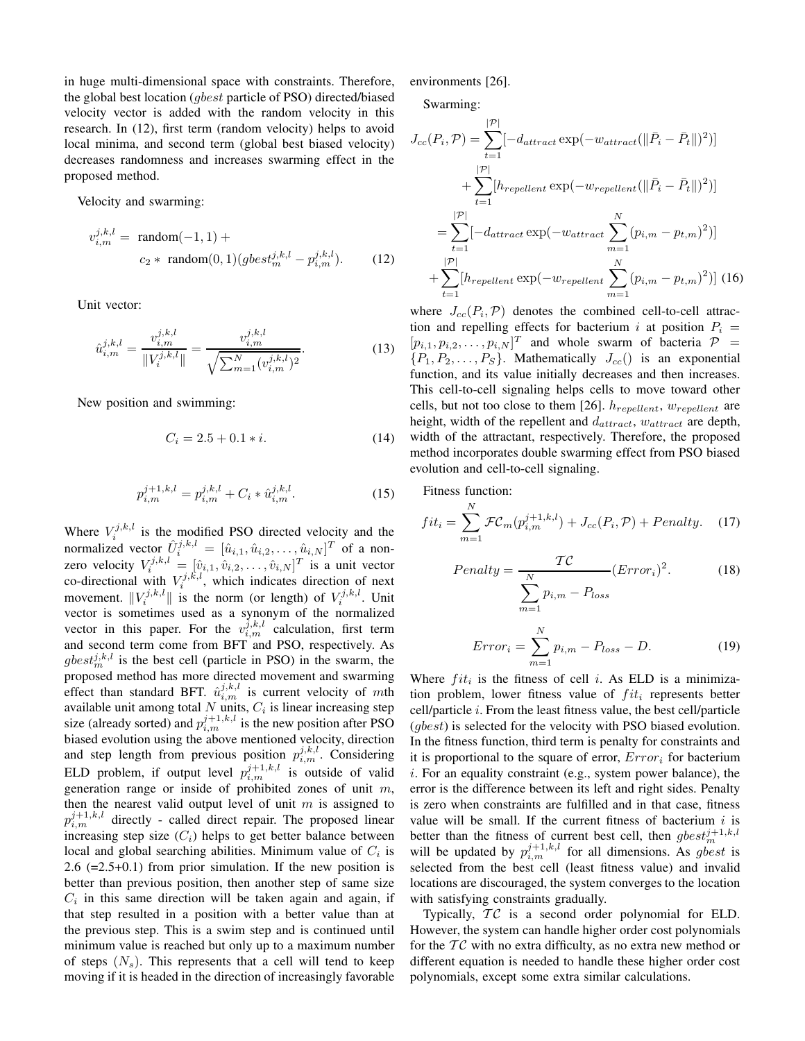in huge multi-dimensional space with constraints. Therefore, the global best location ($gbest$ particle of PSO) directed/biased velocity vector is added with the random velocity in this research. In (12), first term (random velocity) helps to avoid local minima, and second term (global best biased velocity) decreases randomness and increases swarming effect in the proposed method.

Velocity and swarming:

$$v_{i,m}^{j,k,l} = \text{random}(-1,1) + c_2 * \text{random}(0,1)(gbest_m^{j,k,l} - p_{i,m}^{j,k,l}). \quad (12)$$

Unit vector:

$$\hat{u}_{i,m}^{j,k,l} = \frac{v_{i,m}^{j,k,l}}{\|V_i^{j,k,l}\|} = \frac{v_{i,m}^{j,k,l}}{\sqrt{\sum_{m=1}^{N}(v_{i,m}^{j,k,l})^2}}. \quad (13)$$

New position and swimming:

$$C_i = 2.5 + 0.1 * i. \quad (14)$$

$$p_{i,m}^{j+1,k,l} = p_{i,m}^{j,k,l} + C_i * \hat{u}_{i,m}^{j,k,l}. \quad (15)$$

Where $V_i^{j,k,l}$ is the modified PSO directed velocity and the normalized vector $\hat{U}_i^{j,k,l} = [\hat{u}_{i,1}, \hat{u}_{i,2}, \ldots, \hat{u}_{i,N}]^T$ of a non-zero velocity $V_i^{j,k,l} = [\hat{v}_{i,1}, \hat{v}_{i,2}, \ldots, \hat{v}_{i,N}]^T$ is a unit vector co-directional with $V_i^{j,k,l}$, which indicates direction of next movement. $\|V_i^{j,k,l}\|$ is the norm (or length) of $V_i^{j,k,l}$. Unit vector is sometimes used as a synonym of the normalized vector in this paper. For the $v_{i,m}^{j,k,l}$ calculation, first term and second term come from BFT and PSO, respectively. As $gbest_m^{j,k,l}$ is the best cell (particle in PSO) in the swarm, the proposed method has more directed movement and swarming effect than standard BFT. $\hat{u}_{i,m}^{j,k,l}$ is current velocity of $m$th available unit among total $N$ units, $C_i$ is linear increasing step size (already sorted) and $p_{i,m}^{j+1,k,l}$ is the new position after PSO biased evolution using the above mentioned velocity, direction and step length from previous position $p_{i,m}^{j,k,l}$. Considering ELD problem, if output level $p_{i,m}^{j+1,k,l}$ is outside of valid generation range or inside of prohibited zones of unit $m$, then the nearest valid output level of unit $m$ is assigned to $p_{i,m}^{j+1,k,l}$ directly - called direct repair. The proposed linear increasing step size ($C_i$) helps to get better balance between local and global searching abilities. Minimum value of $C_i$ is 2.6 (=2.5+0.1) from prior simulation. If the new position is better than previous position, then another step of same size $C_i$ in this same direction will be taken again and again, if that step resulted in a position with a better value than at the previous step. This is a swim step and is continued until minimum value is reached but only up to a maximum number of steps ($N_s$). This represents that a cell will tend to keep moving if it is headed in the direction of increasingly favorable environments [26].

Swarming:

$$\begin{aligned}
J_{cc}(P_i, \mathcal{P}) &= \sum_{t=1}^{|\mathcal{P}|}[-d_{attract}\exp(-w_{attract}(\|\bar{P}_i - \bar{P}_t\|)^2)] \\
&\quad + \sum_{t=1}^{|\mathcal{P}|}[h_{repellent}\exp(-w_{repellent}(\|\bar{P}_i - \bar{P}_t\|)^2)] \\
&= \sum_{t=1}^{|\mathcal{P}|}[-d_{attract}\exp(-w_{attract}\sum_{m=1}^{N}(p_{i,m} - p_{t,m})^2)] \\
&\quad + \sum_{t=1}^{|\mathcal{P}|}[h_{repellent}\exp(-w_{repellent}\sum_{m=1}^{N}(p_{i,m} - p_{t,m})^2)] \quad (16)
\end{aligned}$$

where $J_{cc}(P_i, \mathcal{P})$ denotes the combined cell-to-cell attraction and repelling effects for bacterium $i$ at position $P_i = [p_{i,1}, p_{i,2}, \ldots, p_{i,N}]^T$ and whole swarm of bacteria $\mathcal{P} = \{P_1, P_2, \ldots, P_S\}$. Mathematically $J_{cc}()$ is an exponential function, and its value initially decreases and then increases. This cell-to-cell signaling helps cells to move toward other cells, but not too close to them [26]. $h_{repellent}$, $w_{repellent}$ are height, width of the repellent and $d_{attract}$, $w_{attract}$ are depth, width of the attractant, respectively. Therefore, the proposed method incorporates double swarming effect from PSO biased evolution and cell-to-cell signaling.

Fitness function:

$$fit_i = \sum_{m=1}^{N}\mathcal{FC}_m(p_{i,m}^{j+1,k,l}) + J_{cc}(P_i, \mathcal{P}) + Penalty. \quad (17)$$

$$Penalty = \frac{\mathcal{TC}}{\sum_{m=1}^{N}p_{i,m} - P_{loss}}(Error_i)^2. \quad (18)$$

$$Error_i = \sum_{m=1}^{N}p_{i,m} - P_{loss} - D. \quad (19)$$

Where $fit_i$ is the fitness of cell $i$. As ELD is a minimization problem, lower fitness value of $fit_i$ represents better cell/particle $i$. From the least fitness value, the best cell/particle ($gbest$) is selected for the velocity with PSO biased evolution. In the fitness function, third term is penalty for constraints and it is proportional to the square of error, $Error_i$ for bacterium $i$. For an equality constraint (e.g., system power balance), the error is the difference between its left and right sides. Penalty is zero when constraints are fulfilled and in that case, fitness value will be small. If the current fitness of bacterium $i$ is better than the fitness of current best cell, then $gbest_m^{j+1,k,l}$ will be updated by $p_{i,m}^{j+1,k,l}$ for all dimensions. As $gbest$ is selected from the best cell (least fitness value) and invalid locations are discouraged, the system converges to the location with satisfying constraints gradually.

Typically, $\mathcal{TC}$ is a second order polynomial for ELD. However, the system can handle higher order cost polynomials for the $\mathcal{TC}$ with no extra difficulty, as no extra new method or different equation is needed to handle these higher order cost polynomials, except some extra similar calculations.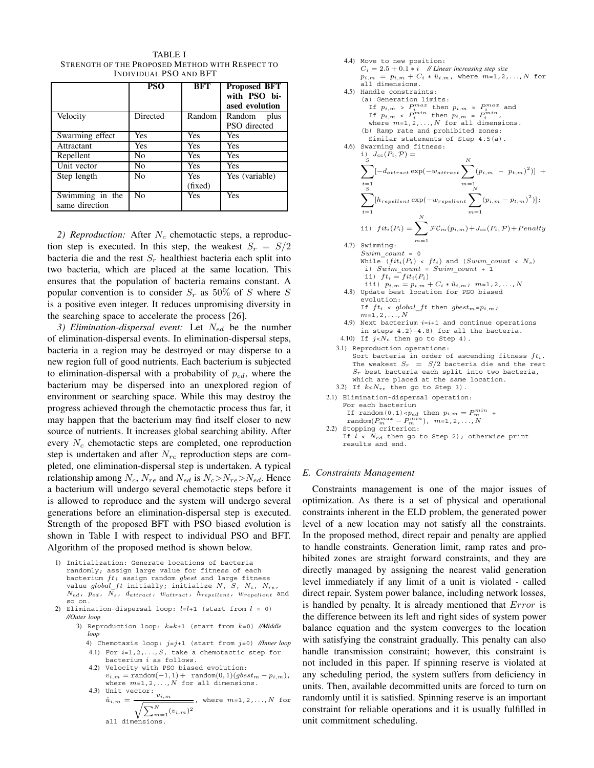TABLE I
STRENGTH OF THE PROPOSED METHOD WITH RESPECT TO INDIVIDUAL PSO AND BFT

| | PSO | BFT | Proposed BFT with PSO biased evolution |
|---|---|---|---|
| Velocity | Directed | Random | Random plus PSO directed |
| Swarming effect | Yes | Yes | Yes |
| Attractant | Yes | Yes | Yes |
| Repellent | No | Yes | Yes |
| Unit vector | No | Yes | Yes |
| Step length | No | Yes (fixed) | Yes (variable) |
| Swimming in the same direction | No | Yes | Yes |

*2) Reproduction:* After $N_c$ chemotactic steps, a reproduction step is executed. In this step, the weakest $S_r = S/2$ bacteria die and the rest $S_r$ healthiest bacteria each split into two bacteria, which are placed at the same location. This ensures that the population of bacteria remains constant. A popular convention is to consider $S_r$ as 50% of $S$ where $S$ is a positive even integer. It reduces unpromising diversity in the searching space to accelerate the process [26].

*3) Elimination-dispersal event:* Let $N_{ed}$ be the number of elimination-dispersal events. In elimination-dispersal steps, bacteria in a region may be destroyed or may disperse to a new region full of good nutrients. Each bacterium is subjected to elimination-dispersal with a probability of $p_{ed}$, where the bacterium may be dispersed into an unexplored region of environment or searching space. While this may destroy the progress achieved through the chemotactic process thus far, it may happen that the bacterium may find itself closer to new source of nutrients. It increases global searching ability. After every $N_c$ chemotactic steps are completed, one reproduction step is undertaken and after $N_{re}$ reproduction steps are completed, one elimination-dispersal step is undertaken. A typical relationship among $N_c$, $N_{re}$ and $N_{ed}$ is $N_c > N_{re} > N_{ed}$. Hence a bacterium will undergo several chemotactic steps before it is allowed to reproduce and the system will undergo several generations before an elimination-dispersal step is executed. Strength of the proposed BFT with PSO biased evolution is shown in Table I with respect to individual PSO and BFT. Algorithm of the proposed method is shown below.

1) Initialization: Generate locations of bacteria randomly; assign large value for fitness of each bacterium $ft$; assign random $gbest$ and large fitness value $global\_ft$ initially; initialize $N$, $S$, $N_c$, $N_{re}$, $N_{ed}$, $p_{ed}$, $N_s$, $d_{attract}$, $w_{attract}$, $h_{repellent}$, $w_{repellent}$ and so on.

2) Elimination-dispersal loop: $l$=$l$+1 (start from $l$ = 0) *//Outer loop*

3) Reproduction loop: $k$=$k$+1 (start from $k$=0) *//Middle loop*

4) Chemotaxis loop: $j$=$j$+1 (start from $j$=0) *//Inner loop*

4.1) For $i$=1,2,...,$S$, take a chemotactic step for bacterium $i$ as follows.

4.2) Velocity with PSO biased evolution:
$v_{i,m} = \text{random}(-1,1) + \text{random}(0,1)(gbest_m - p_{i,m})$, where $m$=1,2,...,$N$ for all dimensions.

4.3) Unit vector:
$\hat{u}_{i,m} = \dfrac{v_{i,m}}{\sqrt{\sum_{m=1}^{N}(v_{i,m})^2}}$, where $m$=1,2,...,$N$ for all dimensions.

4.4) Move to new position:
$C_i = 2.5 + 0.1 * i$ *// Linear increasing step size*
$p_{i,m} = p_{i,m} + C_i * \hat{u}_{i,m}$, where $m$=1,2,...,$N$ for all dimensions.

4.5) Handle constraints:
(a) Generation limits:
If $p_{i,m} > P_i^{max}$ then $p_{i,m} = P_i^{max}$ and
If $p_{i,m} < P_i^{min}$ then $p_{i,m} = P_i^{min}$,
where $m$=1,2,...,$N$ for all dimensions.
(b) Ramp rate and prohibited zones:
Similar statements of Step 4.5(a).

4.6) Swarming and fitness:
i) $J_{cc}(P_i, \mathcal{P}) = \sum_{t=1}^{S}[-d_{attract}\exp(-w_{attract}\sum_{m=1}^{N}(p_{i,m} - p_{t,m})^2)] + \sum_{t=1}^{S}[h_{repellent}\exp(-w_{repellent}\sum_{m=1}^{N}(p_{i,m} - p_{t,m})^2)]$;
ii) $fit_i(P_i) = \sum_{m=1}^{N}\mathcal{FC}_m(p_{i,m}) + J_{cc}(P_i, \mathcal{P}) + Penalty$

4.7) Swimming:
$Swim\_count$ = 0
While ($fit_i(P_i) < ft_i$) and ($Swim\_count < N_s$)
i) $Swim\_count = Swim\_count + 1$
ii) $ft_i = fit_i(P_i)$
iii) $p_{i,m} = p_{i,m} + C_i * \hat{u}_{i,m}$; $m$=1,2,...,$N$

4.8) Update best location for PSO biased evolution:
If $ft_i < global\_ft$ then $gbest_m$=$p_{i,m}$; $m$=1,2,...,$N$

4.9) Next bacterium $i$=$i$+1 and continue operations in steps 4.2)-4.8) for all the bacteria.

4.10) If $j$<$N_c$ then go to Step 4).

3.1) Reproduction operations:
Sort bacteria in order of ascending fitness $ft_i$. The weakest $S_r = S/2$ bacteria die and the rest $S_r$ best bacteria each split into two bacteria, which are placed at the same location.

3.2) If $k$<$N_{re}$ then go to Step 3).

2.1) Elimination-dispersal operation:
For each bacterium
If random(0,1)<$p_{ed}$ then $p_{i,m} = P_m^{min}$ + random($P_m^{max} - P_m^{min}$), $m$=1,2,...,$N$

2.2) Stopping criterion:
If $l$ < $N_{ed}$ then go to Step 2); otherwise print results and end.

### E. Constraints Management

Constraints management is one of the major issues of optimization. As there is a set of physical and operational constraints inherent in the ELD problem, the generated power level of a new location may not satisfy all the constraints. In the proposed method, direct repair and penalty are applied to handle constraints. Generation limit, ramp rates and prohibited zones are straight forward constraints, and they are directly managed by assigning the nearest valid generation level immediately if any limit of a unit is violated - called direct repair. System power balance, including network losses, is handled by penalty. It is already mentioned that $Error$ is the difference between its left and right sides of system power balance equation and the system converges to the location with satisfying the constraint gradually. This penalty can also handle transmission constraint; however, this constraint is not included in this paper. If spinning reserve is violated at any scheduling period, the system suffers from deficiency in units. Then, available decommitted units are forced to turn on randomly until it is satisfied. Spinning reserve is an important constraint for reliable operations and it is usually fulfilled in unit commitment scheduling.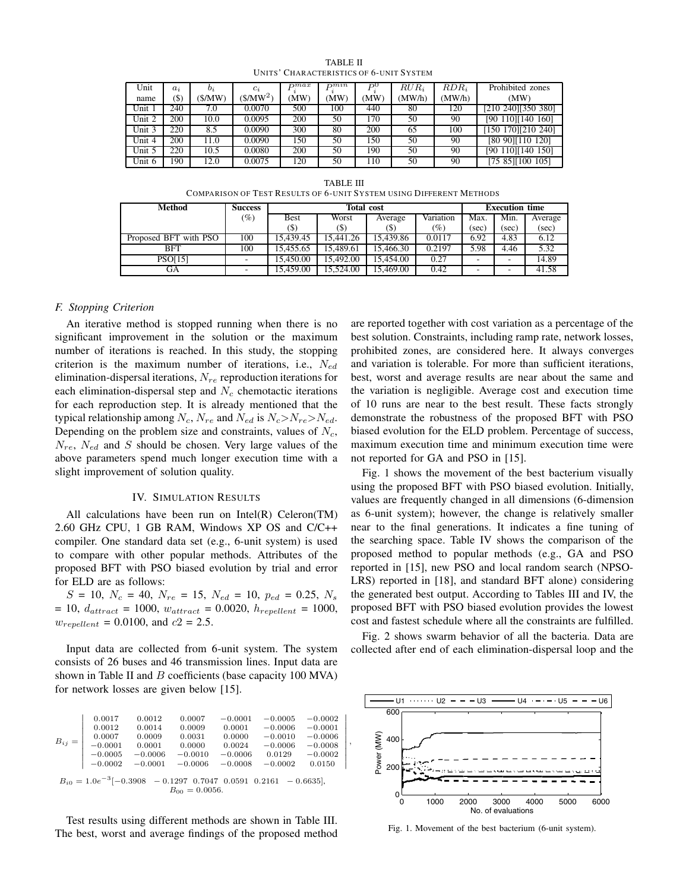TABLE II
UNITS' CHARACTERISTICS OF 6-UNIT SYSTEM

| Unit name | $a_i$ ($) | $b_i$ ($/MW) | $c_i$ ($/MW$^2$) | $P_i^{max}$ (MW) | $P_i^{min}$ (MW) | $P_i^0$ (MW) | $RUR_i$ (MW/h) | $RDR_i$ (MW/h) | Prohibited zones (MW) |
|---|---|---|---|---|---|---|---|---|---|
| Unit 1 | 240 | 7.0 | 0.0070 | 500 | 100 | 440 | 80 | 120 | [210 240][350 380] |
| Unit 2 | 200 | 10.0 | 0.0095 | 200 | 50 | 170 | 50 | 90 | [90 110][140 160] |
| Unit 3 | 220 | 8.5 | 0.0090 | 300 | 80 | 200 | 65 | 100 | [150 170][210 240] |
| Unit 4 | 200 | 11.0 | 0.0090 | 150 | 50 | 150 | 50 | 90 | [80 90][110 120] |
| Unit 5 | 220 | 10.5 | 0.0080 | 200 | 50 | 190 | 50 | 90 | [90 110][140 150] |
| Unit 6 | 190 | 12.0 | 0.0075 | 120 | 50 | 110 | 50 | 90 | [75 85][100 105] |

TABLE III
COMPARISON OF TEST RESULTS OF 6-UNIT SYSTEM USING DIFFERENT METHODS

| Method | Success | Total cost | | | | Execution time | | |
|---|---|---|---|---|---|---|---|---|
| | (%) | Best ($) | Worst ($) | Average ($) | Variation (%) | Max. (sec) | Min. (sec) | Average (sec) |
| Proposed BFT with PSO | 100 | 15,439.45 | 15,441.26 | 15,439.86 | 0.0117 | 6.92 | 4.83 | 6.12 |
| BFT | 100 | 15,455.65 | 15,489.61 | 15,466.30 | 0.2197 | 5.98 | 4.46 | 5.32 |
| PSO[15] | - | 15,450.00 | 15,492.00 | 15,454.00 | 0.27 | - | - | 14.89 |
| GA | - | 15,459.00 | 15,524.00 | 15,469.00 | 0.42 | - | - | 41.58 |

### F. Stopping Criterion

An iterative method is stopped running when there is no significant improvement in the solution or the maximum number of iterations is reached. In this study, the stopping criterion is the maximum number of iterations, i.e., $N_{ed}$ elimination-dispersal iterations, $N_{re}$ reproduction iterations for each elimination-dispersal step and $N_c$ chemotactic iterations for each reproduction step. It is already mentioned that the typical relationship among $N_c$, $N_{re}$ and $N_{ed}$ is $N_c > N_{re} > N_{ed}$. Depending on the problem size and constraints, values of $N_c$, $N_{re}$, $N_{ed}$ and $S$ should be chosen. Very large values of the above parameters spend much longer execution time with a slight improvement of solution quality.

## IV. SIMULATION RESULTS

All calculations have been run on Intel(R) Celeron(TM) 2.60 GHz CPU, 1 GB RAM, Windows XP OS and C/C++ compiler. One standard data set (e.g., 6-unit system) is used to compare with other popular methods. Attributes of the proposed BFT with PSO biased evolution by trial and error for ELD are as follows:

$S$ = 10, $N_c$ = 40, $N_{re}$ = 15, $N_{ed}$ = 10, $p_{ed}$ = 0.25, $N_s$ = 10, $d_{attract}$ = 1000, $w_{attract}$ = 0.0020, $h_{repellent}$ = 1000, $w_{repellent}$ = 0.0100, and $c2$ = 2.5.

Input data are collected from 6-unit system. The system consists of 26 buses and 46 transmission lines. Input data are shown in Table II and $B$ coefficients (base capacity 100 MVA) for network losses are given below [15].

$$B_{ij} = \begin{vmatrix} 0.0017 & 0.0012 & 0.0007 & -0.0001 & -0.0005 & -0.0002 \\ 0.0012 & 0.0014 & 0.0009 & 0.0001 & -0.0006 & -0.0001 \\ 0.0007 & 0.0009 & 0.0031 & 0.0000 & -0.0010 & -0.0006 \\ -0.0001 & 0.0001 & 0.0000 & 0.0024 & -0.0006 & -0.0008 \\ -0.0005 & -0.0006 & -0.0010 & -0.0006 & 0.0129 & -0.0002 \\ -0.0002 & -0.0001 & -0.0006 & -0.0008 & -0.0002 & 0.0150 \end{vmatrix},$$

$$B_{i0} = 1.0e^{-3}[-0.3908 \quad -0.1297 \quad 0.7047 \quad 0.0591 \quad 0.2161 \quad -0.6635],$$
$$B_{00} = 0.0056.$$

Test results using different methods are shown in Table III. The best, worst and average findings of the proposed method are reported together with cost variation as a percentage of the best solution. Constraints, including ramp rate, network losses, prohibited zones, are considered here. It always converges and variation is tolerable. For more than sufficient iterations, best, worst and average results are near about the same and the variation is negligible. Average cost and execution time of 10 runs are near to the best result. These facts strongly demonstrate the robustness of the proposed BFT with PSO biased evolution for the ELD problem. Percentage of success, maximum execution time and minimum execution time were not reported for GA and PSO in [15].

Fig. 1 shows the movement of the best bacterium visually using the proposed BFT with PSO biased evolution. Initially, values are frequently changed in all dimensions (6-dimension as 6-unit system); however, the change is relatively smaller near to the final generations. It indicates a fine tuning of the searching space. Table IV shows the comparison of the proposed method to popular methods (e.g., GA and PSO reported in [15], new PSO and local random search (NPSO-LRS) reported in [18], and standard BFT alone) considering the generated best output. According to Tables III and IV, the proposed BFT with PSO biased evolution provides the lowest cost and fastest schedule where all the constraints are fulfilled.

Fig. 2 shows swarm behavior of all the bacteria. Data are collected after end of each elimination-dispersal loop and the

Fig. 1. Movement of the best bacterium (6-unit system).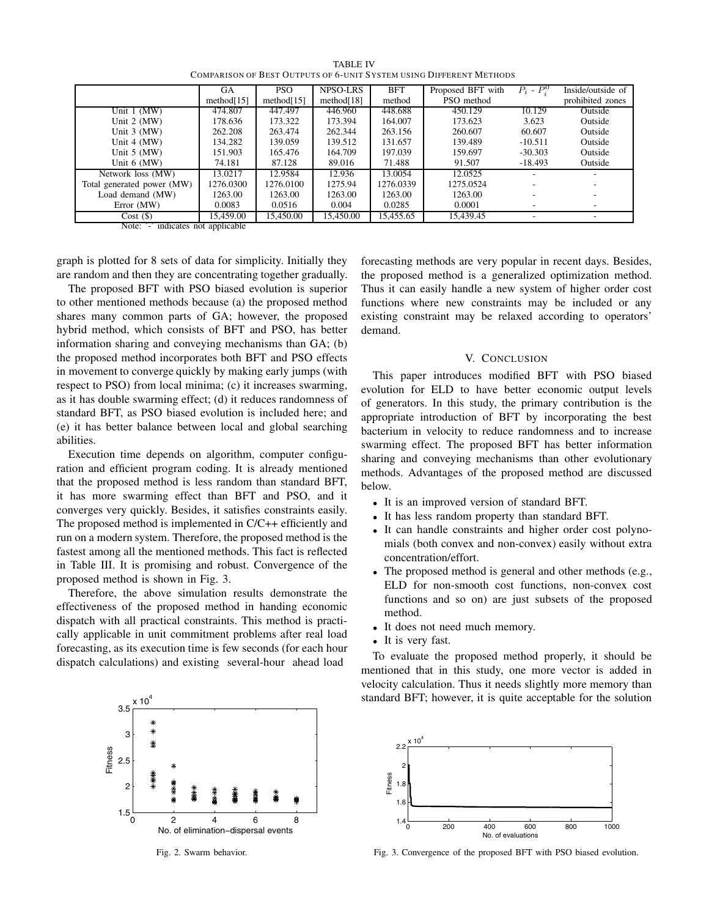TABLE IV
COMPARISON OF BEST OUTPUTS OF 6-UNIT SYSTEM USING DIFFERENT METHODS

| | GA method[15] | PSO method[15] | NPSO-LRS method[18] | BFT method | Proposed BFT with PSO method | $P_i$ - $P_i^0$ | Inside/outside of prohibited zones |
|---|---|---|---|---|---|---|---|
| Unit 1 (MW) | 474.807 | 447.497 | 446.960 | 448.688 | 450.129 | 10.129 | Outside |
| Unit 2 (MW) | 178.636 | 173.322 | 173.394 | 164.007 | 173.623 | 3.623 | Outside |
| Unit 3 (MW) | 262.208 | 263.474 | 262.344 | 263.156 | 260.607 | 60.607 | Outside |
| Unit 4 (MW) | 134.282 | 139.059 | 139.512 | 131.657 | 139.489 | -10.511 | Outside |
| Unit 5 (MW) | 151.903 | 165.476 | 164.709 | 197.039 | 159.697 | -30.303 | Outside |
| Unit 6 (MW) | 74.181 | 87.128 | 89.016 | 71.488 | 91.507 | -18.493 | Outside |
| Network loss (MW) | 13.0217 | 12.9584 | 12.936 | 13.0054 | 12.0525 | - | - |
| Total generated power (MW) | 1276.0300 | 1276.0100 | 1275.94 | 1276.0339 | 1275.0524 | - | - |
| Load demand (MW) | 1263.00 | 1263.00 | 1263.00 | 1263.00 | 1263.00 | - | - |
| Error (MW) | 0.0083 | 0.0516 | 0.004 | 0.0285 | 0.0001 | - | - |
| Cost ($) | 15,459.00 | 15,450.00 | 15,450.00 | 15,455.65 | 15,439.45 | - | - |

Note: '-' indicates not applicable

graph is plotted for 8 sets of data for simplicity. Initially they are random and then they are concentrating together gradually.

The proposed BFT with PSO biased evolution is superior to other mentioned methods because (a) the proposed method shares many common parts of GA; however, the proposed hybrid method, which consists of BFT and PSO, has better information sharing and conveying mechanisms than GA; (b) the proposed method incorporates both BFT and PSO effects in movement to converge quickly by making early jumps (with respect to PSO) from local minima; (c) it increases swarming, as it has double swarming effect; (d) it reduces randomness of standard BFT, as PSO biased evolution is included here; and (e) it has better balance between local and global searching abilities.

Execution time depends on algorithm, computer configuration and efficient program coding. It is already mentioned that the proposed method is less random than standard BFT, it has more swarming effect than BFT and PSO, and it converges very quickly. Besides, it satisfies constraints easily. The proposed method is implemented in C/C++ efficiently and run on a modern system. Therefore, the proposed method is the fastest among all the mentioned methods. This fact is reflected in Table III. It is promising and robust. Convergence of the proposed method is shown in Fig. 3.

Therefore, the above simulation results demonstrate the effectiveness of the proposed method in handing economic dispatch with all practical constraints. This method is practically applicable in unit commitment problems after real load forecasting, as its execution time is few seconds (for each hour dispatch calculations) and existing several-hour ahead load forecasting methods are very popular in recent days. Besides, the proposed method is a generalized optimization method. Thus it can easily handle a new system of higher order cost functions where new constraints may be included or any existing constraint may be relaxed according to operators' demand.

Fig. 2. Swarm behavior.

## V. CONCLUSION

This paper introduces modified BFT with PSO biased evolution for ELD to have better economic output levels of generators. In this study, the primary contribution is the appropriate introduction of BFT by incorporating the best bacterium in velocity to reduce randomness and to increase swarming effect. The proposed BFT has better information sharing and conveying mechanisms than other evolutionary methods. Advantages of the proposed method are discussed below.

- It is an improved version of standard BFT.
- It has less random property than standard BFT.
- It can handle constraints and higher order cost polynomials (both convex and non-convex) easily without extra concentration/effort.
- The proposed method is general and other methods (e.g., ELD for non-smooth cost functions, non-convex cost functions and so on) are just subsets of the proposed method.
- It does not need much memory.
- It is very fast.

To evaluate the proposed method properly, it should be mentioned that in this study, one more vector is added in velocity calculation. Thus it needs slightly more memory than standard BFT; however, it is quite acceptable for the solution

Fig. 3. Convergence of the proposed BFT with PSO biased evolution.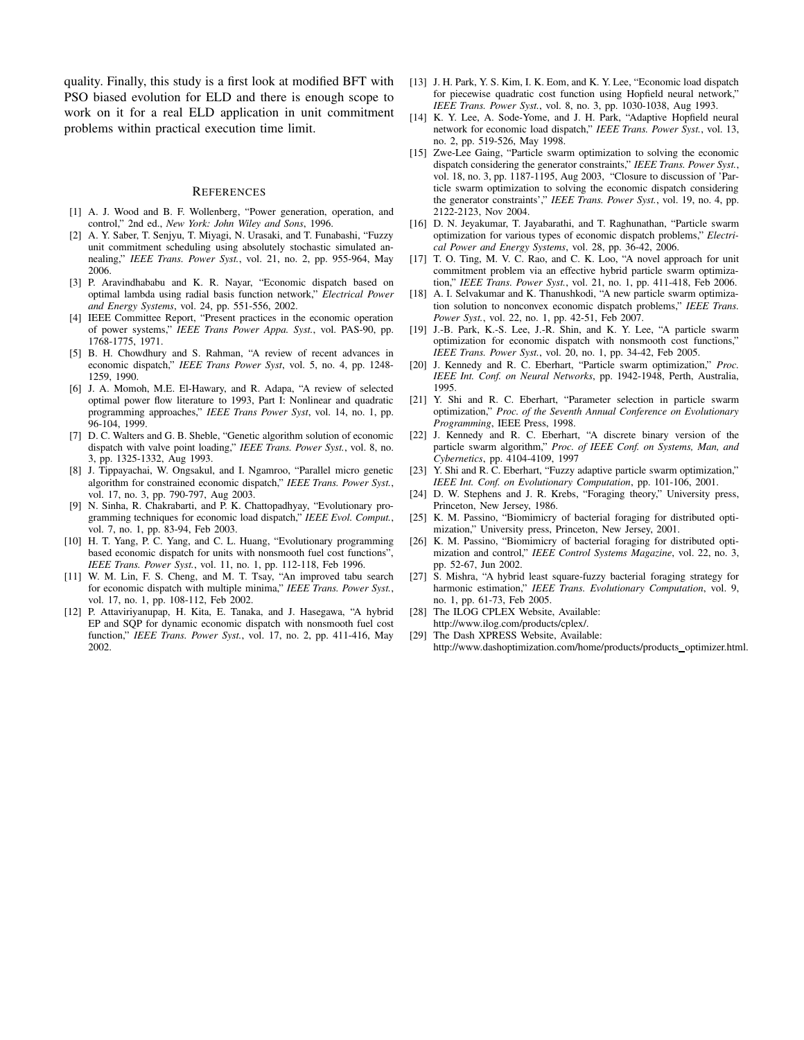quality. Finally, this study is a first look at modified BFT with PSO biased evolution for ELD and there is enough scope to work on it for a real ELD application in unit commitment problems within practical execution time limit.

## References

[1] A. J. Wood and B. F. Wollenberg, "Power generation, operation, and control," 2nd ed., *New York: John Wiley and Sons*, 1996.

[2] A. Y. Saber, T. Senjyu, T. Miyagi, N. Urasaki, and T. Funabashi, "Fuzzy unit commitment scheduling using absolutely stochastic simulated annealing," *IEEE Trans. Power Syst.*, vol. 21, no. 2, pp. 955-964, May 2006.

[3] P. Aravindhababu and K. R. Nayar, "Economic dispatch based on optimal lambda using radial basis function network," *Electrical Power and Energy Systems*, vol. 24, pp. 551-556, 2002.

[4] IEEE Committee Report, "Present practices in the economic operation of power systems," *IEEE Trans Power Appa. Syst.*, vol. PAS-90, pp. 1768-1775, 1971.

[5] B. H. Chowdhury and S. Rahman, "A review of recent advances in economic dispatch," *IEEE Trans Power Syst*, vol. 5, no. 4, pp. 1248-1259, 1990.

[6] J. A. Momoh, M.E. El-Hawary, and R. Adapa, "A review of selected optimal power flow literature to 1993, Part I: Nonlinear and quadratic programming approaches," *IEEE Trans Power Syst*, vol. 14, no. 1, pp. 96-104, 1999.

[7] D. C. Walters and G. B. Sheble, "Genetic algorithm solution of economic dispatch with valve point loading," *IEEE Trans. Power Syst.*, vol. 8, no. 3, pp. 1325-1332, Aug 1993.

[8] J. Tippayachai, W. Ongsakul, and I. Ngamroo, "Parallel micro genetic algorithm for constrained economic dispatch," *IEEE Trans. Power Syst.*, vol. 17, no. 3, pp. 790-797, Aug 2003.

[9] N. Sinha, R. Chakrabarti, and P. K. Chattopadhyay, "Evolutionary programming techniques for economic load dispatch," *IEEE Evol. Comput.*, vol. 7, no. 1, pp. 83-94, Feb 2003.

[10] H. T. Yang, P. C. Yang, and C. L. Huang, "Evolutionary programming based economic dispatch for units with nonsmooth fuel cost functions", *IEEE Trans. Power Syst.*, vol. 11, no. 1, pp. 112-118, Feb 1996.

[11] W. M. Lin, F. S. Cheng, and M. T. Tsay, "An improved tabu search for economic dispatch with multiple minima," *IEEE Trans. Power Syst.*, vol. 17, no. 1, pp. 108-112, Feb 2002.

[12] P. Attaviriyanupap, H. Kita, E. Tanaka, and J. Hasegawa, "A hybrid EP and SQP for dynamic economic dispatch with nonsmooth fuel cost function," *IEEE Trans. Power Syst.*, vol. 17, no. 2, pp. 411-416, May 2002.

[13] J. H. Park, Y. S. Kim, I. K. Eom, and K. Y. Lee, "Economic load dispatch for piecewise quadratic cost function using Hopfield neural network," *IEEE Trans. Power Syst.*, vol. 8, no. 3, pp. 1030-1038, Aug 1993.

[14] K. Y. Lee, A. Sode-Yome, and J. H. Park, "Adaptive Hopfield neural network for economic load dispatch," *IEEE Trans. Power Syst.*, vol. 13, no. 2, pp. 519-526, May 1998.

[15] Zwe-Lee Gaing, "Particle swarm optimization to solving the economic dispatch considering the generator constraints," *IEEE Trans. Power Syst.*, vol. 18, no. 3, pp. 1187-1195, Aug 2003, "Closure to discussion of 'Particle swarm optimization to solving the economic dispatch considering the generator constraints'," *IEEE Trans. Power Syst.*, vol. 19, no. 4, pp. 2122-2123, Nov 2004.

[16] D. N. Jeyakumar, T. Jayabarathi, and T. Raghunathan, "Particle swarm optimization for various types of economic dispatch problems," *Electrical Power and Energy Systems*, vol. 28, pp. 36-42, 2006.

[17] T. O. Ting, M. V. C. Rao, and C. K. Loo, "A novel approach for unit commitment problem via an effective hybrid particle swarm optimization," *IEEE Trans. Power Syst.*, vol. 21, no. 1, pp. 411-418, Feb 2006.

[18] A. I. Selvakumar and K. Thanushkodi, "A new particle swarm optimization solution to nonconvex economic dispatch problems," *IEEE Trans. Power Syst.*, vol. 22, no. 1, pp. 42-51, Feb 2007.

[19] J.-B. Park, K.-S. Lee, J.-R. Shin, and K. Y. Lee, "A particle swarm optimization for economic dispatch with nonsmooth cost functions," *IEEE Trans. Power Syst.*, vol. 20, no. 1, pp. 34-42, Feb 2005.

[20] J. Kennedy and R. C. Eberhart, "Particle swarm optimization," *Proc. IEEE Int. Conf. on Neural Networks*, pp. 1942-1948, Perth, Australia, 1995.

[21] Y. Shi and R. C. Eberhart, "Parameter selection in particle swarm optimization," *Proc. of the Seventh Annual Conference on Evolutionary Programming*, IEEE Press, 1998.

[22] J. Kennedy and R. C. Eberhart, "A discrete binary version of the particle swarm algorithm," *Proc. of IEEE Conf. on Systems, Man, and Cybernetics*, pp. 4104-4109, 1997

[23] Y. Shi and R. C. Eberhart, "Fuzzy adaptive particle swarm optimization," *IEEE Int. Conf. on Evolutionary Computation*, pp. 101-106, 2001.

[24] D. W. Stephens and J. R. Krebs, "Foraging theory," University press, Princeton, New Jersey, 1986.

[25] K. M. Passino, "Biomimicry of bacterial foraging for distributed optimization," University press, Princeton, New Jersey, 2001.

[26] K. M. Passino, "Biomimicry of bacterial foraging for distributed optimization and control," *IEEE Control Systems Magazine*, vol. 22, no. 3, pp. 52-67, Jun 2002.

[27] S. Mishra, "A hybrid least square-fuzzy bacterial foraging strategy for harmonic estimation," *IEEE Trans. Evolutionary Computation*, vol. 9, no. 1, pp. 61-73, Feb 2005.

[28] The ILOG CPLEX Website, Available: http://www.ilog.com/products/cplex/.

[29] The Dash XPRESS Website, Available: http://www.dashoptimization.com/home/products/products_optimizer.html.